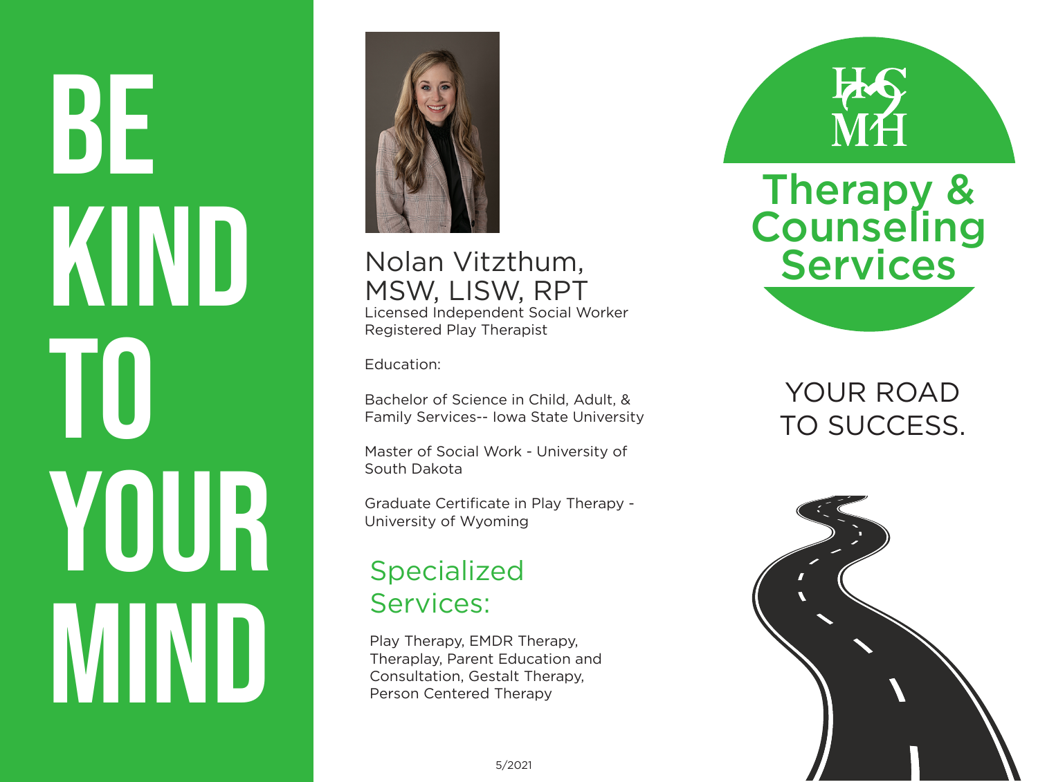# BE KIND TO YOUR MIND

## Nolan Vitzthum, MSW, LISW, RPT

Licensed Independent Social Worker
Registered Play Therapist

Education:

Bachelor of Science in Child, Adult, & Family Services-- Iowa State University

Master of Social Work - University of South Dakota

Graduate Certificate in Play Therapy - University of Wyoming

### Specialized Services:

Play Therapy, EMDR Therapy, Theraplay, Parent Education and Consultation, Gestalt Therapy, Person Centered Therapy

5/2021

HC MH

# Therapy & Counseling Services

YOUR ROAD TO SUCCESS.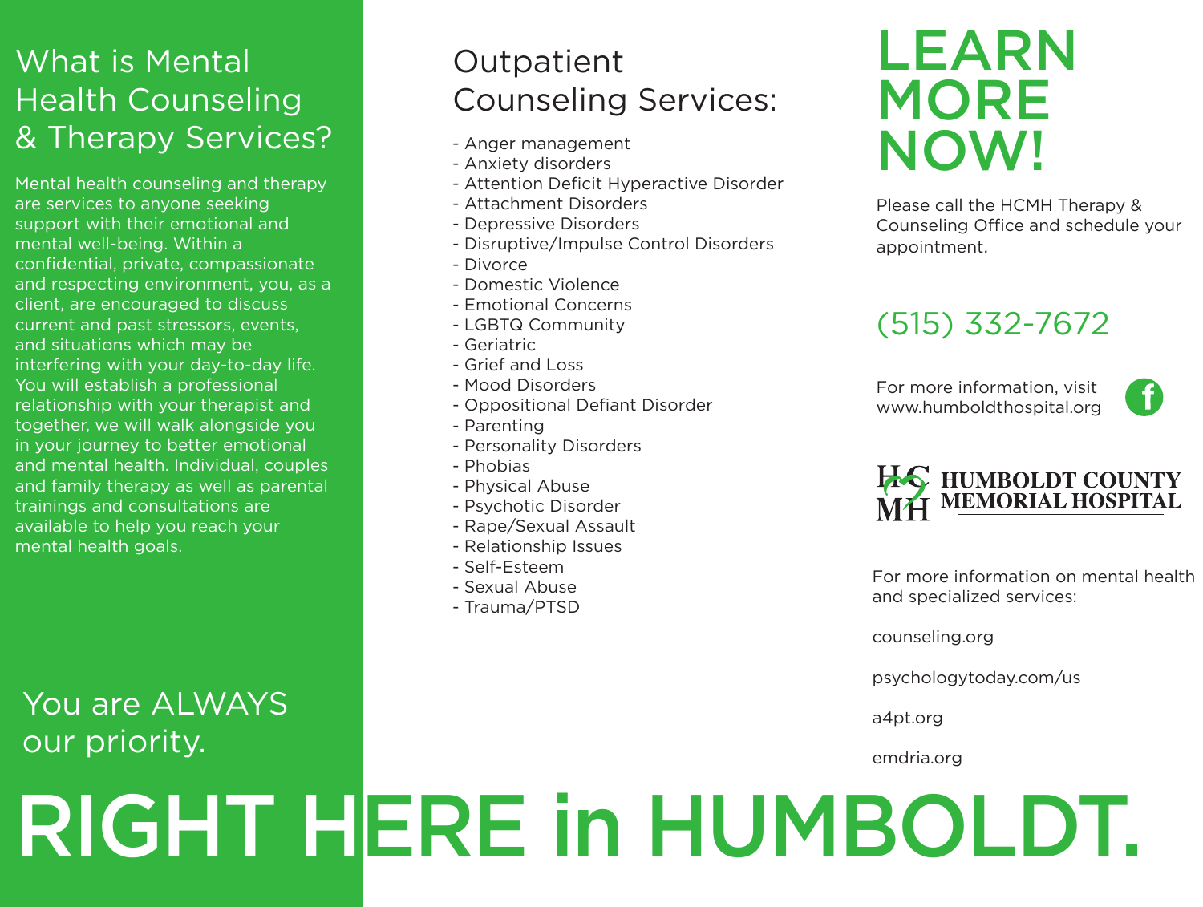## What is Mental Health Counseling & Therapy Services?

Mental health counseling and therapy are services to anyone seeking support with their emotional and mental well-being. Within a confidential, private, compassionate and respecting environment, you, as a client, are encouraged to discuss current and past stressors, events, and situations which may be interfering with your day-to-day life. You will establish a professional relationship with your therapist and together, we will walk alongside you in your journey to better emotional and mental health. Individual, couples and family therapy as well as parental trainings and consultations are available to help you reach your mental health goals.

You are ALWAYS our priority.

## Outpatient Counseling Services:

- Anger management
- Anxiety disorders
- Attention Deficit Hyperactive Disorder
- Attachment Disorders
- Depressive Disorders
- Disruptive/Impulse Control Disorders
- Divorce
- Domestic Violence
- Emotional Concerns
- LGBTQ Community
- Geriatric
- Grief and Loss
- Mood Disorders
- Oppositional Defiant Disorder
- Parenting
- Personality Disorders
- Phobias
- Physical Abuse
- Psychotic Disorder
- Rape/Sexual Assault
- Relationship Issues
- Self-Esteem
- Sexual Abuse
- Trauma/PTSD

# LEARN MORE NOW!

Please call the HCMH Therapy & Counseling Office and schedule your appointment.

(515) 332-7672

For more information, visit www.humboldthospital.org

HCMH HUMBOLDT COUNTY MEMORIAL HOSPITAL

For more information on mental health and specialized services:

counseling.org

psychologytoday.com/us

a4pt.org

emdria.org

# RIGHT HERE in HUMBOLDT.